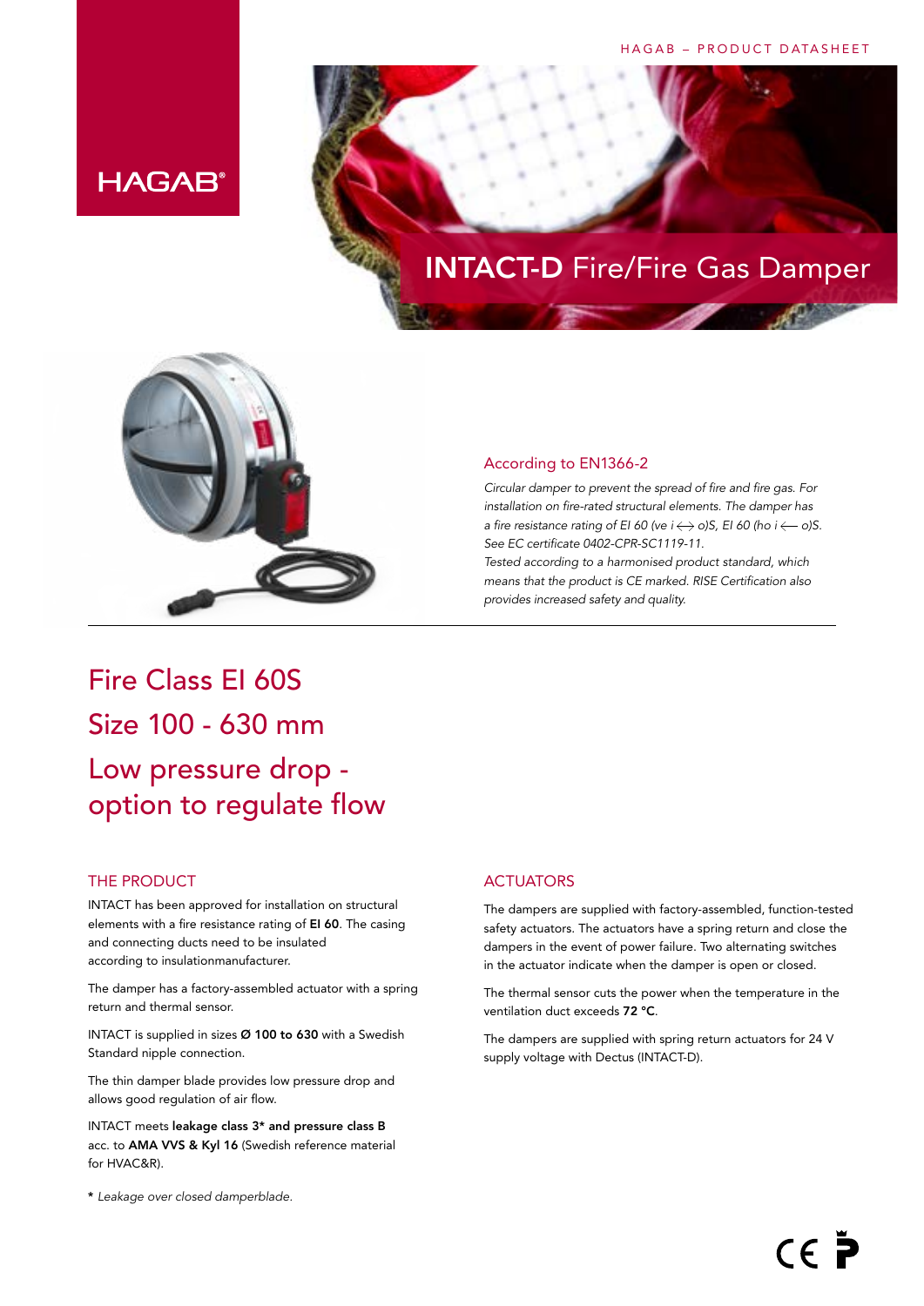HAGAB

# INTACT-D Fire/Fire Gas Damper

## According to EN1366-2

*Circular damper to prevent the spread of fire and fire gas. For installation on fire-rated structural elements. The damper has a fire resistance rating of EI 60 (ve i ⟷ o)S, EI 60 (ho i ⟵ o)S. See EC certificate 0402-CPR-SC1119-11.*
*Tested according to a harmonised product standard, which means that the product is CE marked. RISE Certification also provides increased safety and quality.*

## Fire Class EI 60S
## Size 100 - 630 mm
## Low pressure drop - option to regulate flow

### THE PRODUCT

INTACT has been approved for installation on structural elements with a fire resistance rating of **EI 60**. The casing and connecting ducts need to be insulated according to insulationmanufacturer.

The damper has a factory-assembled actuator with a spring return and thermal sensor.

INTACT is supplied in sizes **Ø 100 to 630** with a Swedish Standard nipple connection.

The thin damper blade provides low pressure drop and allows good regulation of air flow.

INTACT meets **leakage class 3* and pressure class B** acc. to **AMA VVS & Kyl 16** (Swedish reference material for HVAC&R).

**\*** *Leakage over closed damperblade.*

### ACTUATORS

The dampers are supplied with factory-assembled, function-tested safety actuators. The actuators have a spring return and close the dampers in the event of power failure. Two alternating switches in the actuator indicate when the damper is open or closed.

The thermal sensor cuts the power when the temperature in the ventilation duct exceeds **72 °C**.

The dampers are supplied with spring return actuators for 24 V supply voltage with Dectus (INTACT-D).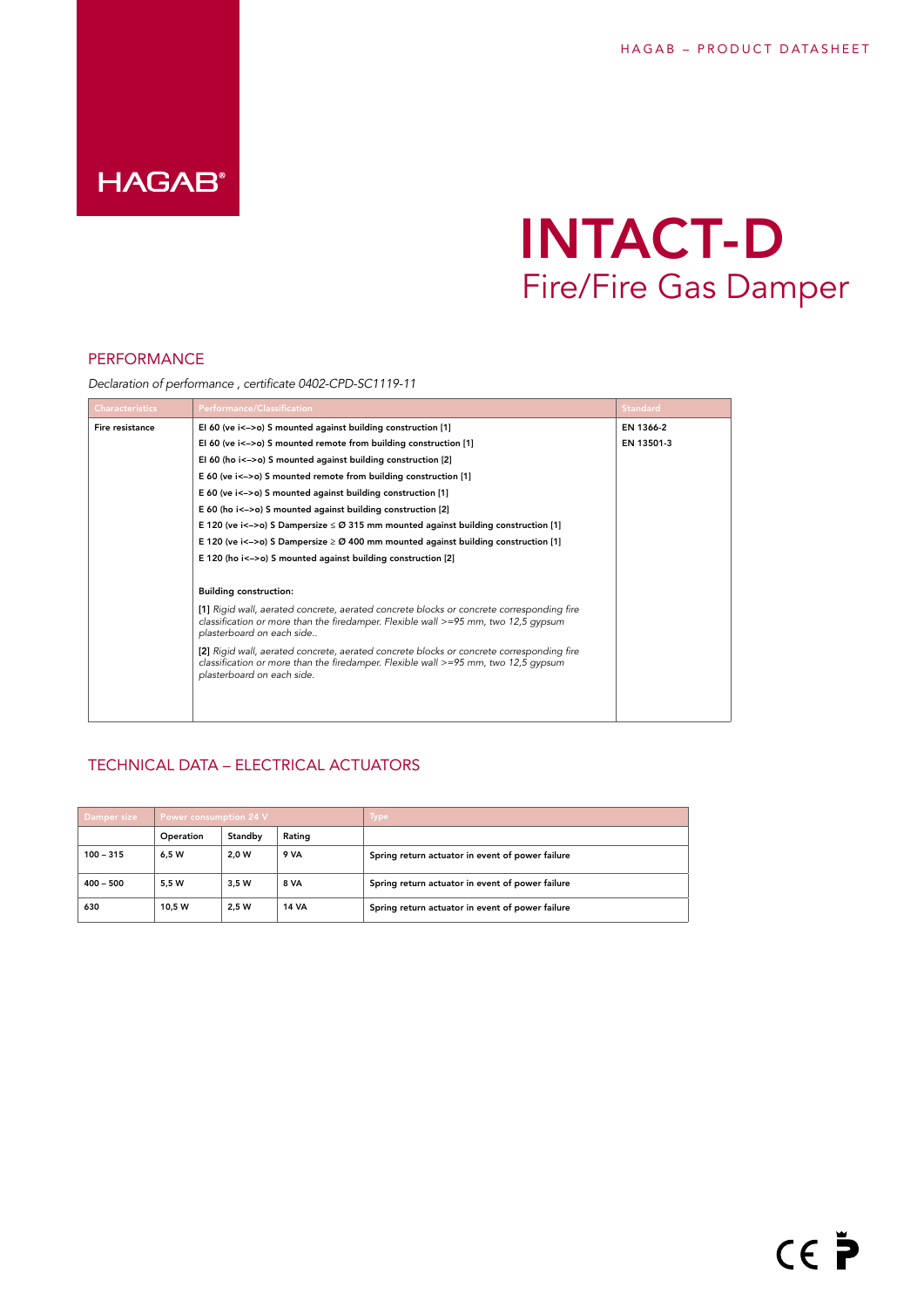# INTACT-D

## Fire/Fire Gas Damper

## PERFORMANCE

*Declaration of performance , certificate 0402-CPD-SC1119-11*

| Characteristics | Performance/Classification | Standard |
|---|---|---|
| Fire resistance | EI 60 (ve i<–>o) S mounted against building construction [1] | EN 1366-2 |
| | EI 60 (ve i<–>o) S mounted remote from building construction [1] | EN 13501-3 |
| | EI 60 (ho i<–>o) S mounted against building construction [2] | |
| | E 60 (ve i<–>o) S mounted remote from building construction [1] | |
| | E 60 (ve i<–>o) S mounted against building construction [1] | |
| | E 60 (ho i<–>o) S mounted against building construction [2] | |
| | E 120 (ve i<–>o) S Dampersize ≤ Ø 315 mm mounted against building construction [1] | |
| | E 120 (ve i<–>o) S Dampersize ≥ Ø 400 mm mounted against building construction [1] | |
| | E 120 (ho i<–>o) S mounted against building construction [2] | |
| | **Building construction:** | |
| | [1] *Rigid wall, aerated concrete, aerated concrete blocks or concrete corresponding fire classification or more than the firedamper. Flexible wall >=95 mm, two 12,5 gypsum plasterboard on each side..* | |
| | [2] *Rigid wall, aerated concrete, aerated concrete blocks or concrete corresponding fire classification or more than the firedamper. Flexible wall >=95 mm, two 12,5 gypsum plasterboard on each side.* | |

## TECHNICAL DATA – ELECTRICAL ACTUATORS

| Damper size | Power consumption 24 V | | | Type |
|---|---|---|---|---|
| | Operation | Standby | Rating | |
| 100 – 315 | 6,5 W | 2,0 W | 9 VA | Spring return actuator in event of power failure |
| 400 – 500 | 5,5 W | 3,5 W | 8 VA | Spring return actuator in event of power failure |
| 630 | 10,5 W | 2,5 W | 14 VA | Spring return actuator in event of power failure |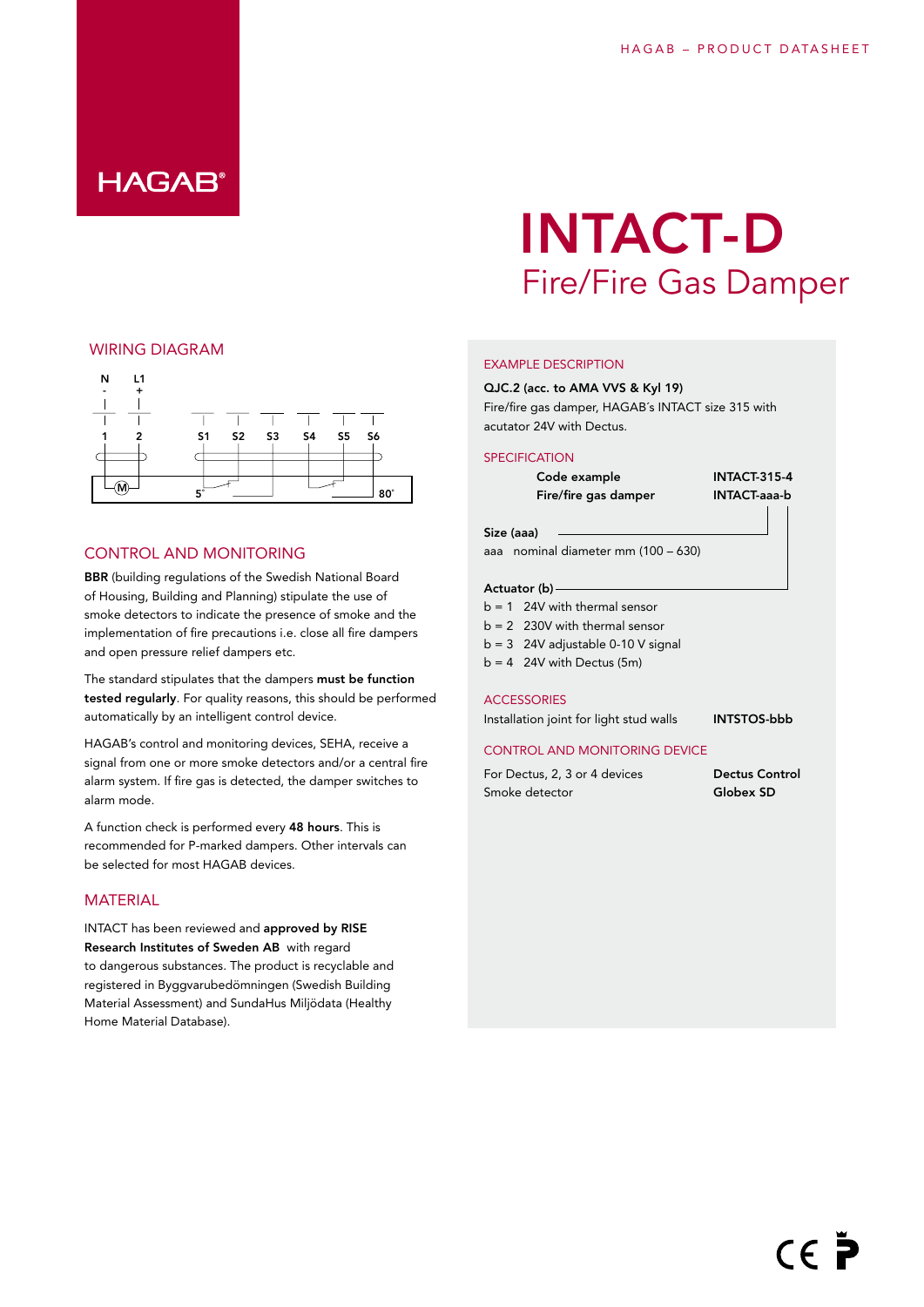# INTACT-D

## Fire/Fire Gas Damper

## WIRING DIAGRAM

N L1
\- +

1 2 S1 S2 S3 S4 S5 S6

M 5° 80°

## CONTROL AND MONITORING

**BBR** (building regulations of the Swedish National Board of Housing, Building and Planning) stipulate the use of smoke detectors to indicate the presence of smoke and the implementation of fire precautions i.e. close all fire dampers and open pressure relief dampers etc.

The standard stipulates that the dampers **must be function tested regularly**. For quality reasons, this should be performed automatically by an intelligent control device.

HAGAB's control and monitoring devices, SEHA, receive a signal from one or more smoke detectors and/or a central fire alarm system. If fire gas is detected, the damper switches to alarm mode.

A function check is performed every **48 hours**. This is recommended for P-marked dampers. Other intervals can be selected for most HAGAB devices.

## MATERIAL

INTACT has been reviewed and **approved by RISE Research Institutes of Sweden AB** with regard to dangerous substances. The product is recyclable and registered in Byggvarubedömningen (Swedish Building Material Assessment) and SundaHus Miljödata (Healthy Home Material Database).

## EXAMPLE DESCRIPTION

**QJC.2 (acc. to AMA VVS & Kyl 19)**
Fire/fire gas damper, HAGAB´s INTACT size 315 with acutator 24V with Dectus.

## SPECIFICATION

| | |
|---|---|
| **Code example** | **INTACT-315-4** |
| **Fire/fire gas damper** | **INTACT-aaa-b** |

**Size (aaa)**
aaa nominal diameter mm (100 – 630)

**Actuator (b)**
b = 1 24V with thermal sensor
b = 2 230V with thermal sensor
b = 3 24V adjustable 0-10 V signal
b = 4 24V with Dectus (5m)

## ACCESSORIES

| | |
|---|---|
| Installation joint for light stud walls | **INTSTOS-bbb** |

## CONTROL AND MONITORING DEVICE

| | |
|---|---|
| For Dectus, 2, 3 or 4 devices | **Dectus Control** |
| Smoke detector | **Globex SD** |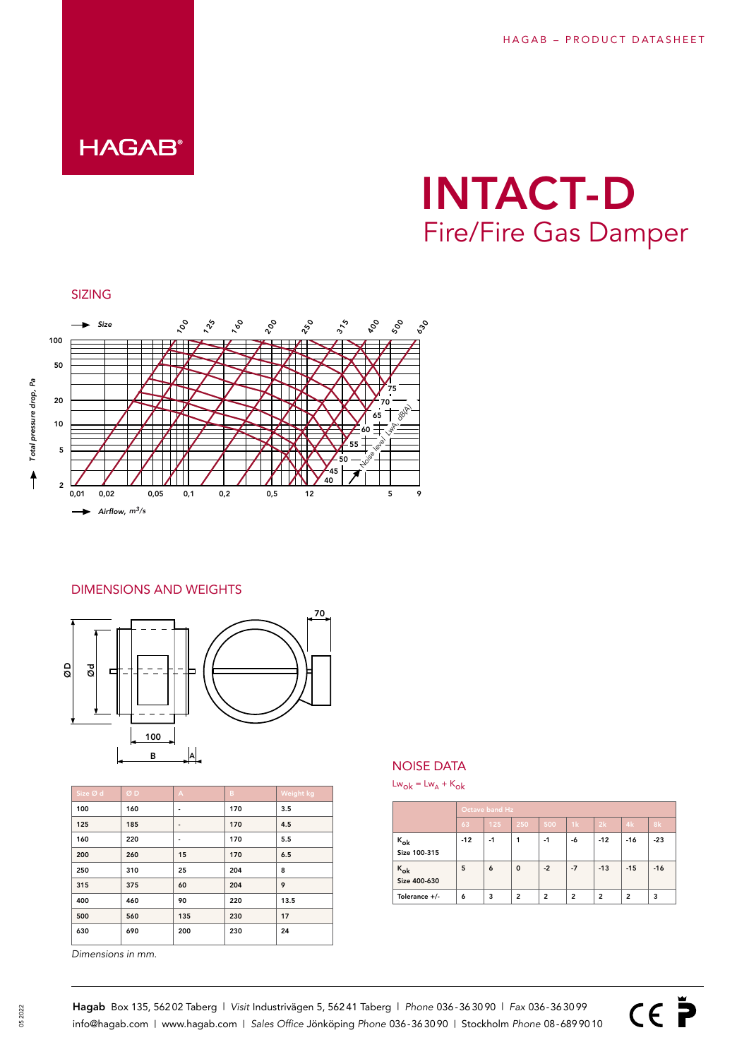HAGAB®

# INTACT-D

## Fire/Fire Gas Damper

## SIZING

Size

100 125 160 200 250 315 400 500 630

Total pressure drop, Pa

100
50
20
10
5
2

0,01 0,02 0,05 0,1 0,2 0,5 1 2 5 9

Airflow, $m^3/s$

75 70 65 60 55 50 45 40

Noise level LwA, dB(A)

## DIMENSIONS AND WEIGHTS

ØD

Ød

70

100

B

A

| Size Ø d | Ø D | A | B | Weight kg |
|---|---|---|---|---|
| 100 | 160 | - | 170 | 3.5 |
| 125 | 185 | - | 170 | 4.5 |
| 160 | 220 | - | 170 | 5.5 |
| 200 | 260 | 15 | 170 | 6.5 |
| 250 | 310 | 25 | 204 | 8 |
| 315 | 375 | 60 | 204 | 9 |
| 400 | 460 | 90 | 220 | 13.5 |
| 500 | 560 | 135 | 230 | 17 |
| 630 | 690 | 200 | 230 | 24 |

*Dimensions in mm.*

## NOISE DATA

$Lw_{ok} = Lw_A + K_{ok}$

| | Octave band Hz | | | | | | | |
|---|---|---|---|---|---|---|---|---|
| | 63 | 125 | 250 | 500 | 1k | 2k | 4k | 8k |
| $K_{ok}$ Size 100-315 | -12 | -1 | 1 | -1 | -6 | -12 | -16 | -23 |
| $K_{ok}$ Size 400-630 | 5 | 6 | 0 | -2 | -7 | -13 | -15 | -16 |
| Tolerance +/- | 6 | 3 | 2 | 2 | 2 | 2 | 2 | 3 |

**Hagab** Box 135, 562 02 Taberg | *Visit* Industrivägen 5, 562 41 Taberg | *Phone* 036-36 30 90 | *Fax* 036-36 30 99
info@hagab.com | www.hagab.com | *Sales Office* Jönköping *Phone* 036-36 30 90 | Stockholm *Phone* 08-689 90 10

05 2022